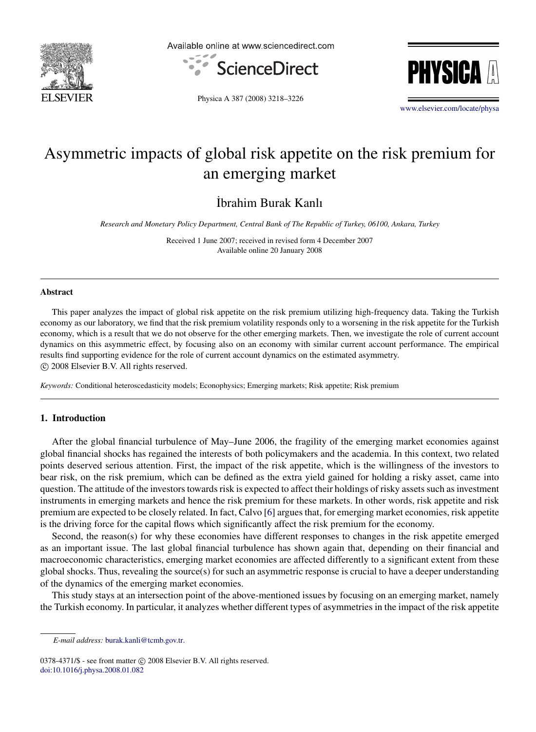# Asymmetric impacts of global risk appetite on the risk premium for an emerging market

İbrahim Burak Kanlı

*Research and Monetary Policy Department, Central Bank of The Republic of Turkey, 06100, Ankara, Turkey*

Received 1 June 2007; received in revised form 4 December 2007
Available online 20 January 2008

## Abstract

This paper analyzes the impact of global risk appetite on the risk premium utilizing high-frequency data. Taking the Turkish economy as our laboratory, we find that the risk premium volatility responds only to a worsening in the risk appetite for the Turkish economy, which is a result that we do not observe for the other emerging markets. Then, we investigate the role of current account dynamics on this asymmetric effect, by focusing also on an economy with similar current account performance. The empirical results find supporting evidence for the role of current account dynamics on the estimated asymmetry.
© 2008 Elsevier B.V. All rights reserved.

*Keywords:* Conditional heteroscedasticity models; Econophysics; Emerging markets; Risk appetite; Risk premium

## 1. Introduction

After the global financial turbulence of May–June 2006, the fragility of the emerging market economies against global financial shocks has regained the interests of both policymakers and the academia. In this context, two related points deserved serious attention. First, the impact of the risk appetite, which is the willingness of the investors to bear risk, on the risk premium, which can be defined as the extra yield gained for holding a risky asset, came into question. The attitude of the investors towards risk is expected to affect their holdings of risky assets such as investment instruments in emerging markets and hence the risk premium for these markets. In other words, risk appetite and risk premium are expected to be closely related. In fact, Calvo [6] argues that, for emerging market economies, risk appetite is the driving force for the capital flows which significantly affect the risk premium for the economy.

Second, the reason(s) for why these economies have different responses to changes in the risk appetite emerged as an important issue. The last global financial turbulence has shown again that, depending on their financial and macroeconomic characteristics, emerging market economies are affected differently to a significant extent from these global shocks. Thus, revealing the source(s) for such an asymmetric response is crucial to have a deeper understanding of the dynamics of the emerging market economies.

This study stays at an intersection point of the above-mentioned issues by focusing on an emerging market, namely the Turkish economy. In particular, it analyzes whether different types of asymmetries in the impact of the risk appetite

*E-mail address:* burak.kanli@tcmb.gov.tr.

0378-4371/$ - see front matter © 2008 Elsevier B.V. All rights reserved.
doi:10.1016/j.physa.2008.01.082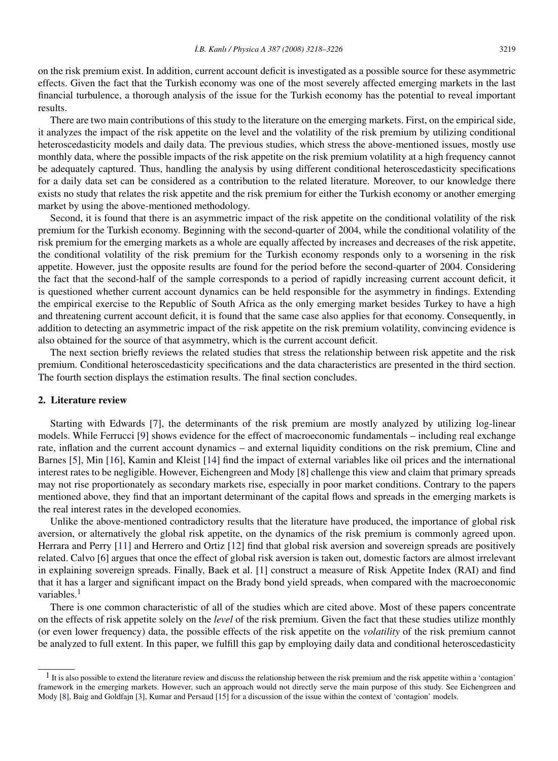on the risk premium exist. In addition, current account deficit is investigated as a possible source for these asymmetric effects. Given the fact that the Turkish economy was one of the most severely affected emerging markets in the last financial turbulence, a thorough analysis of the issue for the Turkish economy has the potential to reveal important results.

There are two main contributions of this study to the literature on the emerging markets. First, on the empirical side, it analyzes the impact of the risk appetite on the level and the volatility of the risk premium by utilizing conditional heteroscedasticity models and daily data. The previous studies, which stress the above-mentioned issues, mostly use monthly data, where the possible impacts of the risk appetite on the risk premium volatility at a high frequency cannot be adequately captured. Thus, handling the analysis by using different conditional heteroscedasticity specifications for a daily data set can be considered as a contribution to the related literature. Moreover, to our knowledge there exists no study that relates the risk appetite and the risk premium for either the Turkish economy or another emerging market by using the above-mentioned methodology.

Second, it is found that there is an asymmetric impact of the risk appetite on the conditional volatility of the risk premium for the Turkish economy. Beginning with the second-quarter of 2004, while the conditional volatility of the risk premium for the emerging markets as a whole are equally affected by increases and decreases of the risk appetite, the conditional volatility of the risk premium for the Turkish economy responds only to a worsening in the risk appetite. However, just the opposite results are found for the period before the second-quarter of 2004. Considering the fact that the second-half of the sample corresponds to a period of rapidly increasing current account deficit, it is questioned whether current account dynamics can be held responsible for the asymmetry in findings. Extending the empirical exercise to the Republic of South Africa as the only emerging market besides Turkey to have a high and threatening current account deficit, it is found that the same case also applies for that economy. Consequently, in addition to detecting an asymmetric impact of the risk appetite on the risk premium volatility, convincing evidence is also obtained for the source of that asymmetry, which is the current account deficit.

The next section briefly reviews the related studies that stress the relationship between risk appetite and the risk premium. Conditional heteroscedasticity specifications and the data characteristics are presented in the third section. The fourth section displays the estimation results. The final section concludes.

## 2. Literature review

Starting with Edwards [7], the determinants of the risk premium are mostly analyzed by utilizing log-linear models. While Ferrucci [9] shows evidence for the effect of macroeconomic fundamentals – including real exchange rate, inflation and the current account dynamics – and external liquidity conditions on the risk premium, Cline and Barnes [5], Min [16], Kamin and Kleist [14] find the impact of external variables like oil prices and the international interest rates to be negligible. However, Eichengreen and Mody [8] challenge this view and claim that primary spreads may not rise proportionately as secondary markets rise, especially in poor market conditions. Contrary to the papers mentioned above, they find that an important determinant of the capital flows and spreads in the emerging markets is the real interest rates in the developed economies.

Unlike the above-mentioned contradictory results that the literature have produced, the importance of global risk aversion, or alternatively the global risk appetite, on the dynamics of the risk premium is commonly agreed upon. Herrara and Perry [11] and Herrero and Ortiz [12] find that global risk aversion and sovereign spreads are positively related. Calvo [6] argues that once the effect of global risk aversion is taken out, domestic factors are almost irrelevant in explaining sovereign spreads. Finally, Baek et al. [1] construct a measure of Risk Appetite Index (RAI) and find that it has a larger and significant impact on the Brady bond yield spreads, when compared with the macroeconomic variables.[1]

There is one common characteristic of all of the studies which are cited above. Most of these papers concentrate on the effects of risk appetite solely on the *level* of the risk premium. Given the fact that these studies utilize monthly (or even lower frequency) data, the possible effects of the risk appetite on the *volatility* of the risk premium cannot be analyzed to full extent. In this paper, we fulfill this gap by employing daily data and conditional heteroscedasticity

[1] It is also possible to extend the literature review and discuss the relationship between the risk premium and the risk appetite within a 'contagion' framework in the emerging markets. However, such an approach would not directly serve the main purpose of this study. See Eichengreen and Mody [8], Baig and Goldfajn [3], Kumar and Persaud [15] for a discussion of the issue within the context of 'contagion' models.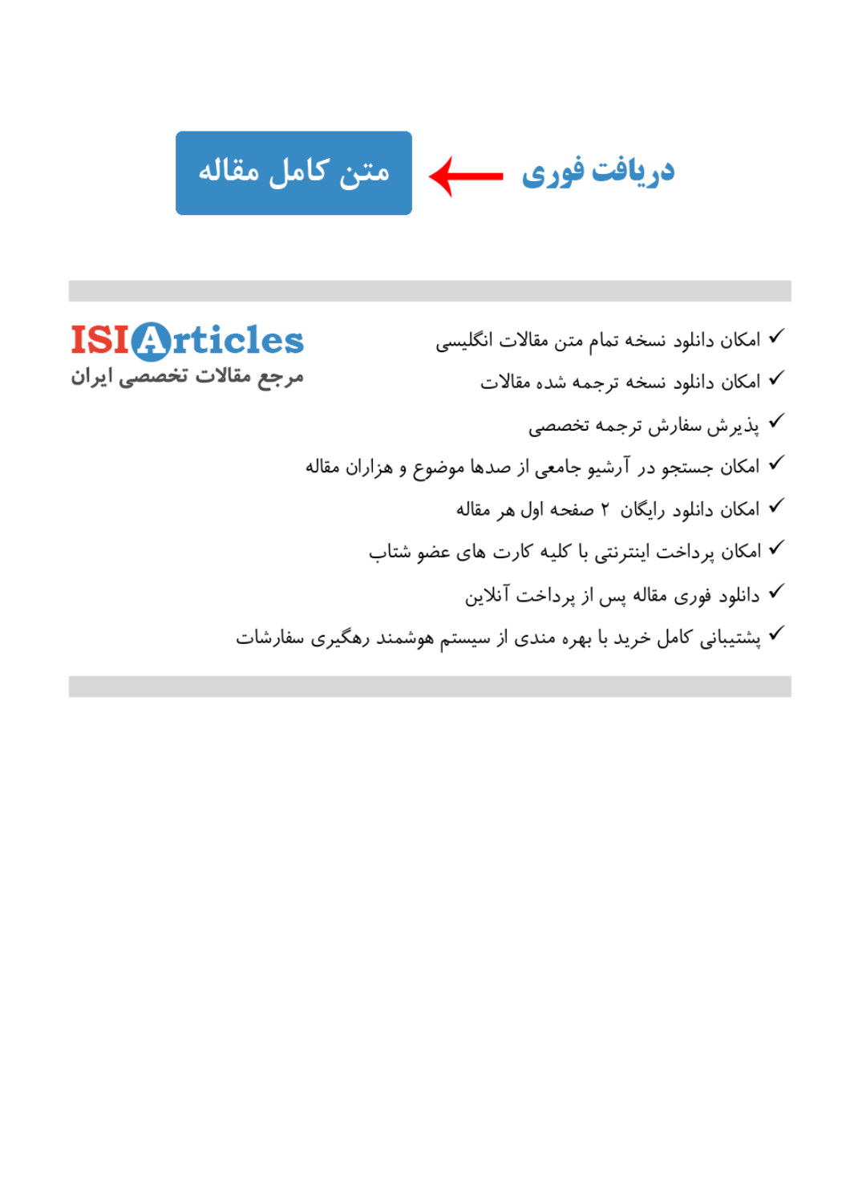**دریافت فوری** ← **متن کامل مقاله**

**ISIArticles**
مرجع مقالات تخصصی ایران

- ✓ امکان دانلود نسخه تمام متن مقالات انگلیسی
- ✓ امکان دانلود نسخه ترجمه شده مقالات
- ✓ پذیرش سفارش ترجمه تخصصی
- ✓ امکان جستجو در آرشیو جامعی از صدها موضوع و هزاران مقاله
- ✓ امکان دانلود رایگان ۲ صفحه اول هر مقاله
- ✓ امکان پرداخت اینترنتی با کلیه کارت های عضو شتاب
- ✓ دانلود فوری مقاله پس از پرداخت آنلاین
- ✓ پشتیبانی کامل خرید با بهره مندی از سیستم هوشمند رهگیری سفارشات